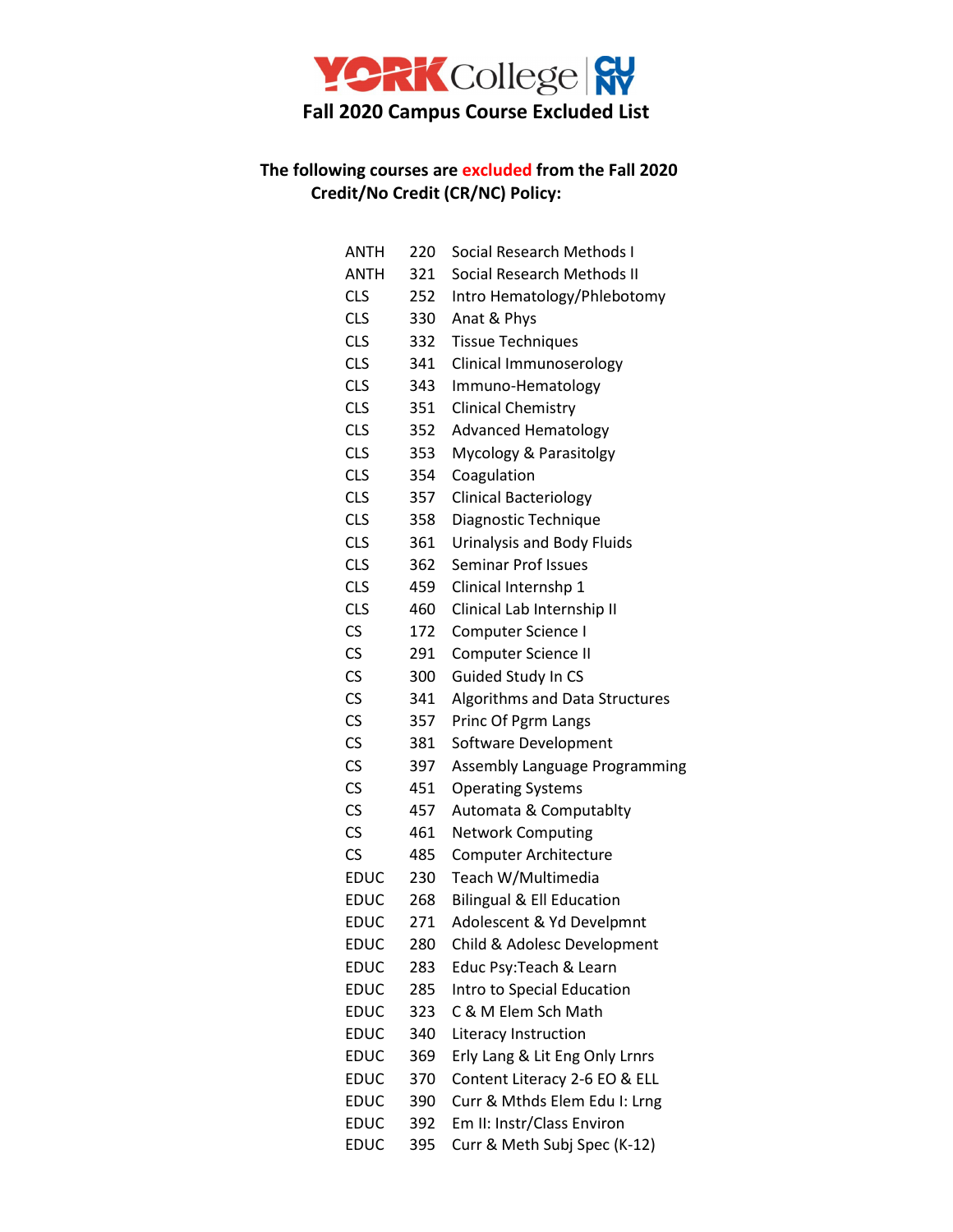# YORK College CUNY

## Fall 2020 Campus Course Excluded List

**The following courses are excluded from the Fall 2020 Credit/No Credit (CR/NC) Policy:**

| | | |
|---|---|---|
| ANTH | 220 | Social Research Methods I |
| ANTH | 321 | Social Research Methods II |
| CLS | 252 | Intro Hematology/Phlebotomy |
| CLS | 330 | Anat & Phys |
| CLS | 332 | Tissue Techniques |
| CLS | 341 | Clinical Immunoserology |
| CLS | 343 | Immuno-Hematology |
| CLS | 351 | Clinical Chemistry |
| CLS | 352 | Advanced Hematology |
| CLS | 353 | Mycology & Parasitolgy |
| CLS | 354 | Coagulation |
| CLS | 357 | Clinical Bacteriology |
| CLS | 358 | Diagnostic Technique |
| CLS | 361 | Urinalysis and Body Fluids |
| CLS | 362 | Seminar Prof Issues |
| CLS | 459 | Clinical Internshp 1 |
| CLS | 460 | Clinical Lab Internship II |
| CS | 172 | Computer Science I |
| CS | 291 | Computer Science II |
| CS | 300 | Guided Study In CS |
| CS | 341 | Algorithms and Data Structures |
| CS | 357 | Princ Of Pgrm Langs |
| CS | 381 | Software Development |
| CS | 397 | Assembly Language Programming |
| CS | 451 | Operating Systems |
| CS | 457 | Automata & Computablty |
| CS | 461 | Network Computing |
| CS | 485 | Computer Architecture |
| EDUC | 230 | Teach W/Multimedia |
| EDUC | 268 | Bilingual & Ell Education |
| EDUC | 271 | Adolescent & Yd Develpmnt |
| EDUC | 280 | Child & Adolesc Development |
| EDUC | 283 | Educ Psy:Teach & Learn |
| EDUC | 285 | Intro to Special Education |
| EDUC | 323 | C & M Elem Sch Math |
| EDUC | 340 | Literacy Instruction |
| EDUC | 369 | Erly Lang & Lit Eng Only Lrnrs |
| EDUC | 370 | Content Literacy 2-6 EO & ELL |
| EDUC | 390 | Curr & Mthds Elem Edu I: Lrng |
| EDUC | 392 | Em II: Instr/Class Environ |
| EDUC | 395 | Curr & Meth Subj Spec (K-12) |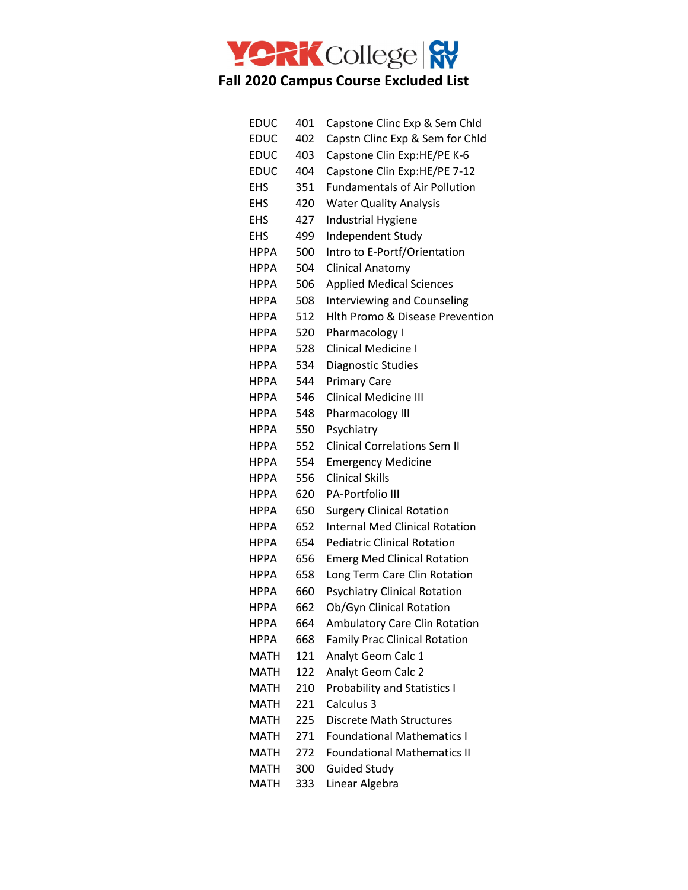# Fall 2020 Campus Course Excluded List

| | | |
|---|---|---|
| EDUC | 401 | Capstone Clinc Exp & Sem Chld |
| EDUC | 402 | Capstn Clinc Exp & Sem for Chld |
| EDUC | 403 | Capstone Clin Exp:HE/PE K-6 |
| EDUC | 404 | Capstone Clin Exp:HE/PE 7-12 |
| EHS | 351 | Fundamentals of Air Pollution |
| EHS | 420 | Water Quality Analysis |
| EHS | 427 | Industrial Hygiene |
| EHS | 499 | Independent Study |
| HPPA | 500 | Intro to E-Portf/Orientation |
| HPPA | 504 | Clinical Anatomy |
| HPPA | 506 | Applied Medical Sciences |
| HPPA | 508 | Interviewing and Counseling |
| HPPA | 512 | Hlth Promo & Disease Prevention |
| HPPA | 520 | Pharmacology I |
| HPPA | 528 | Clinical Medicine I |
| HPPA | 534 | Diagnostic Studies |
| HPPA | 544 | Primary Care |
| HPPA | 546 | Clinical Medicine III |
| HPPA | 548 | Pharmacology III |
| HPPA | 550 | Psychiatry |
| HPPA | 552 | Clinical Correlations Sem II |
| HPPA | 554 | Emergency Medicine |
| HPPA | 556 | Clinical Skills |
| HPPA | 620 | PA-Portfolio III |
| HPPA | 650 | Surgery Clinical Rotation |
| HPPA | 652 | Internal Med Clinical Rotation |
| HPPA | 654 | Pediatric Clinical Rotation |
| HPPA | 656 | Emerg Med Clinical Rotation |
| HPPA | 658 | Long Term Care Clin Rotation |
| HPPA | 660 | Psychiatry Clinical Rotation |
| HPPA | 662 | Ob/Gyn Clinical Rotation |
| HPPA | 664 | Ambulatory Care Clin Rotation |
| HPPA | 668 | Family Prac Clinical Rotation |
| MATH | 121 | Analyt Geom Calc 1 |
| MATH | 122 | Analyt Geom Calc 2 |
| MATH | 210 | Probability and Statistics I |
| MATH | 221 | Calculus 3 |
| MATH | 225 | Discrete Math Structures |
| MATH | 271 | Foundational Mathematics I |
| MATH | 272 | Foundational Mathematics II |
| MATH | 300 | Guided Study |
| MATH | 333 | Linear Algebra |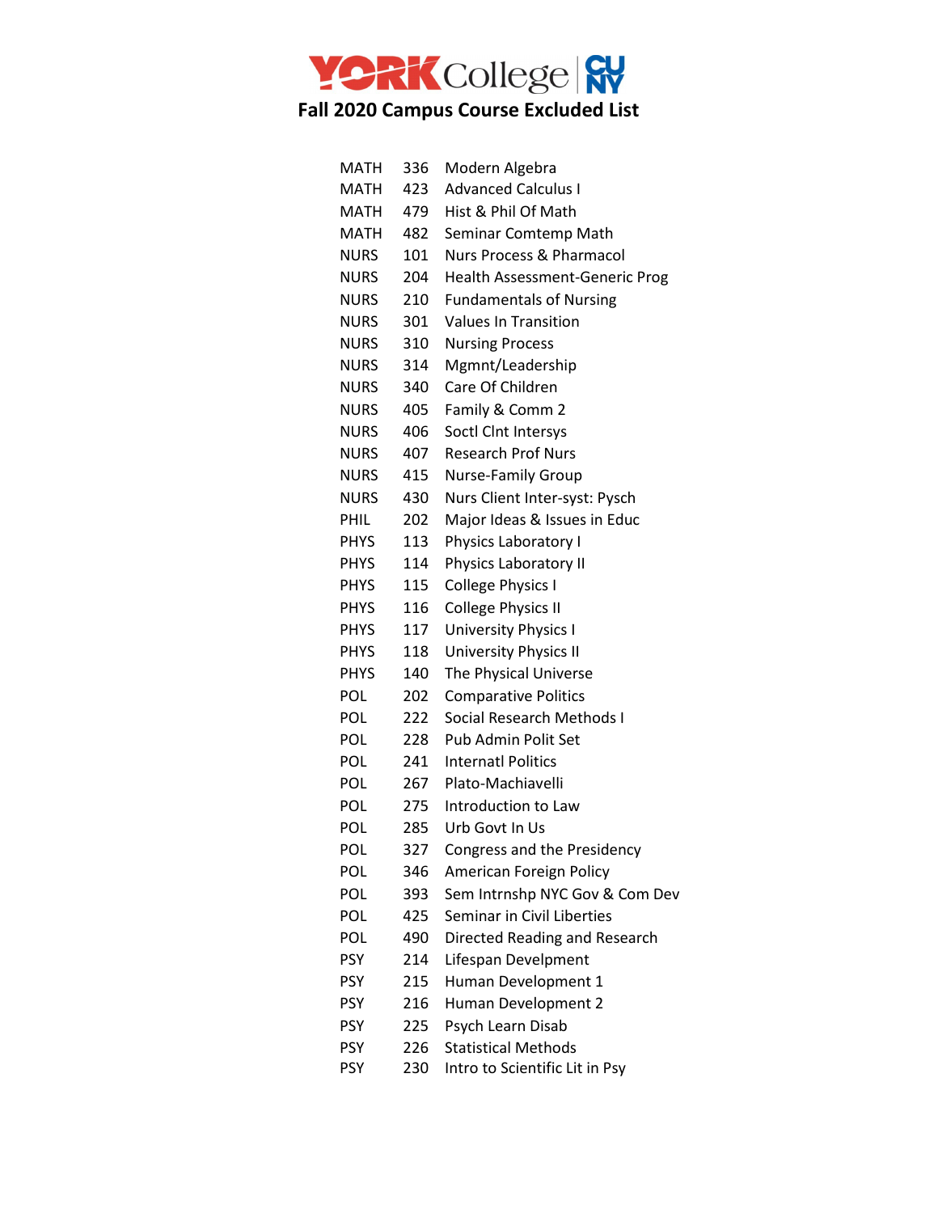# Fall 2020 Campus Course Excluded List

| | | |
|---|---|---|
| MATH | 336 | Modern Algebra |
| MATH | 423 | Advanced Calculus I |
| MATH | 479 | Hist & Phil Of Math |
| MATH | 482 | Seminar Comtemp Math |
| NURS | 101 | Nurs Process & Pharmacol |
| NURS | 204 | Health Assessment-Generic Prog |
| NURS | 210 | Fundamentals of Nursing |
| NURS | 301 | Values In Transition |
| NURS | 310 | Nursing Process |
| NURS | 314 | Mgmnt/Leadership |
| NURS | 340 | Care Of Children |
| NURS | 405 | Family & Comm 2 |
| NURS | 406 | Soctl Clnt Intersys |
| NURS | 407 | Research Prof Nurs |
| NURS | 415 | Nurse-Family Group |
| NURS | 430 | Nurs Client Inter-syst: Pysch |
| PHIL | 202 | Major Ideas & Issues in Educ |
| PHYS | 113 | Physics Laboratory I |
| PHYS | 114 | Physics Laboratory II |
| PHYS | 115 | College Physics I |
| PHYS | 116 | College Physics II |
| PHYS | 117 | University Physics I |
| PHYS | 118 | University Physics II |
| PHYS | 140 | The Physical Universe |
| POL | 202 | Comparative Politics |
| POL | 222 | Social Research Methods I |
| POL | 228 | Pub Admin Polit Set |
| POL | 241 | Internatl Politics |
| POL | 267 | Plato-Machiavelli |
| POL | 275 | Introduction to Law |
| POL | 285 | Urb Govt In Us |
| POL | 327 | Congress and the Presidency |
| POL | 346 | American Foreign Policy |
| POL | 393 | Sem Intrnshp NYC Gov & Com Dev |
| POL | 425 | Seminar in Civil Liberties |
| POL | 490 | Directed Reading and Research |
| PSY | 214 | Lifespan Develpment |
| PSY | 215 | Human Development 1 |
| PSY | 216 | Human Development 2 |
| PSY | 225 | Psych Learn Disab |
| PSY | 226 | Statistical Methods |
| PSY | 230 | Intro to Scientific Lit in Psy |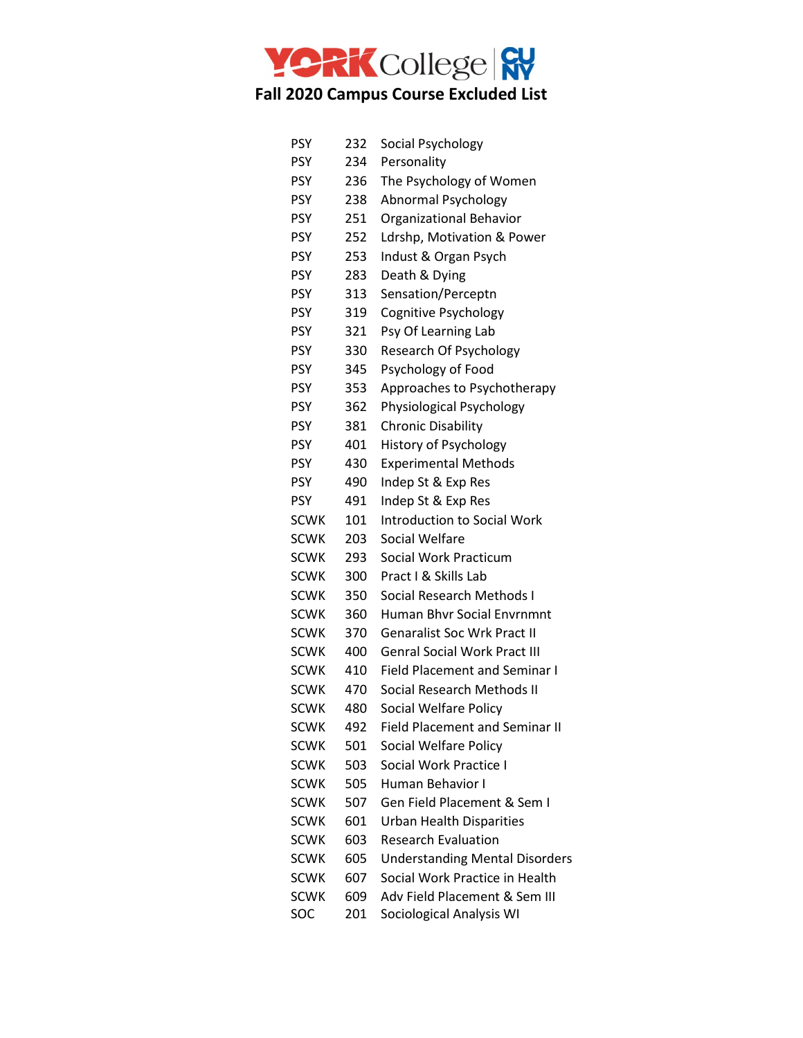# Fall 2020 Campus Course Excluded List

| | | |
|---|---|---|
| PSY | 232 | Social Psychology |
| PSY | 234 | Personality |
| PSY | 236 | The Psychology of Women |
| PSY | 238 | Abnormal Psychology |
| PSY | 251 | Organizational Behavior |
| PSY | 252 | Ldrshp, Motivation & Power |
| PSY | 253 | Indust & Organ Psych |
| PSY | 283 | Death & Dying |
| PSY | 313 | Sensation/Perceptn |
| PSY | 319 | Cognitive Psychology |
| PSY | 321 | Psy Of Learning Lab |
| PSY | 330 | Research Of Psychology |
| PSY | 345 | Psychology of Food |
| PSY | 353 | Approaches to Psychotherapy |
| PSY | 362 | Physiological Psychology |
| PSY | 381 | Chronic Disability |
| PSY | 401 | History of Psychology |
| PSY | 430 | Experimental Methods |
| PSY | 490 | Indep St & Exp Res |
| PSY | 491 | Indep St & Exp Res |
| SCWK | 101 | Introduction to Social Work |
| SCWK | 203 | Social Welfare |
| SCWK | 293 | Social Work Practicum |
| SCWK | 300 | Pract I & Skills Lab |
| SCWK | 350 | Social Research Methods I |
| SCWK | 360 | Human Bhvr Social Envrnmnt |
| SCWK | 370 | Genaralist Soc Wrk Pract II |
| SCWK | 400 | Genral Social Work Pract III |
| SCWK | 410 | Field Placement and Seminar I |
| SCWK | 470 | Social Research Methods II |
| SCWK | 480 | Social Welfare Policy |
| SCWK | 492 | Field Placement and Seminar II |
| SCWK | 501 | Social Welfare Policy |
| SCWK | 503 | Social Work Practice I |
| SCWK | 505 | Human Behavior I |
| SCWK | 507 | Gen Field Placement & Sem I |
| SCWK | 601 | Urban Health Disparities |
| SCWK | 603 | Research Evaluation |
| SCWK | 605 | Understanding Mental Disorders |
| SCWK | 607 | Social Work Practice in Health |
| SCWK | 609 | Adv Field Placement & Sem III |
| SOC | 201 | Sociological Analysis WI |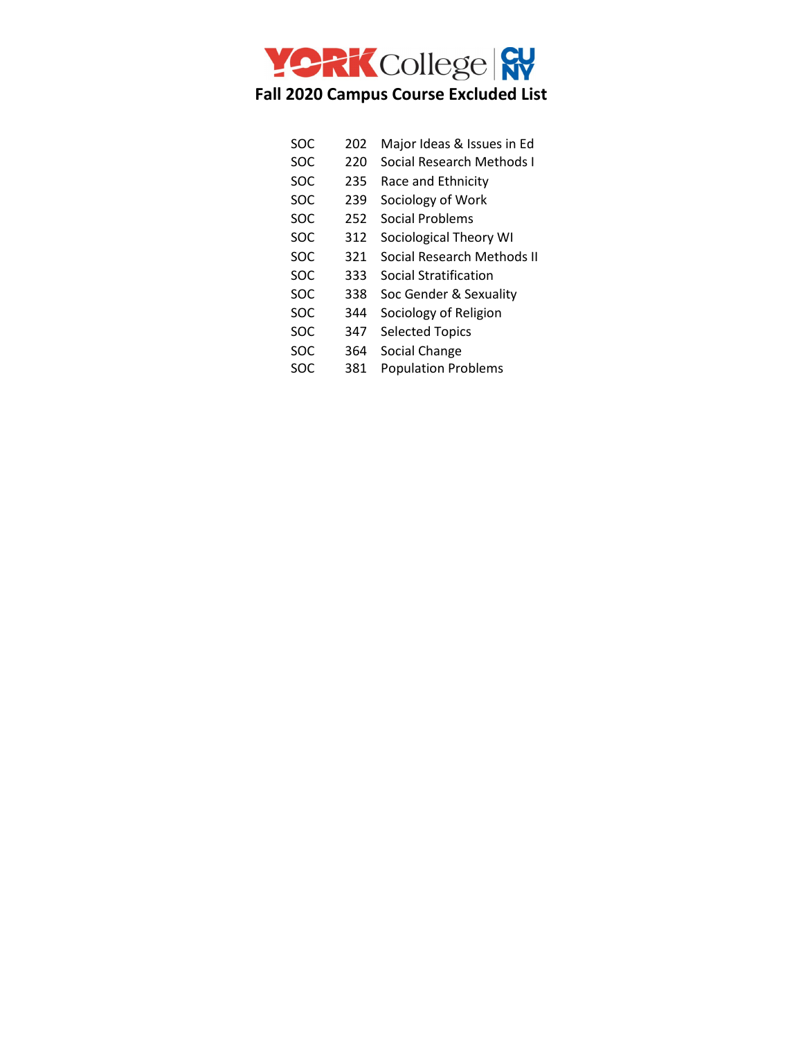# Fall 2020 Campus Course Excluded List

| | | |
|---|---|---|
| SOC | 202 | Major Ideas & Issues in Ed |
| SOC | 220 | Social Research Methods I |
| SOC | 235 | Race and Ethnicity |
| SOC | 239 | Sociology of Work |
| SOC | 252 | Social Problems |
| SOC | 312 | Sociological Theory WI |
| SOC | 321 | Social Research Methods II |
| SOC | 333 | Social Stratification |
| SOC | 338 | Soc Gender & Sexuality |
| SOC | 344 | Sociology of Religion |
| SOC | 347 | Selected Topics |
| SOC | 364 | Social Change |
| SOC | 381 | Population Problems |